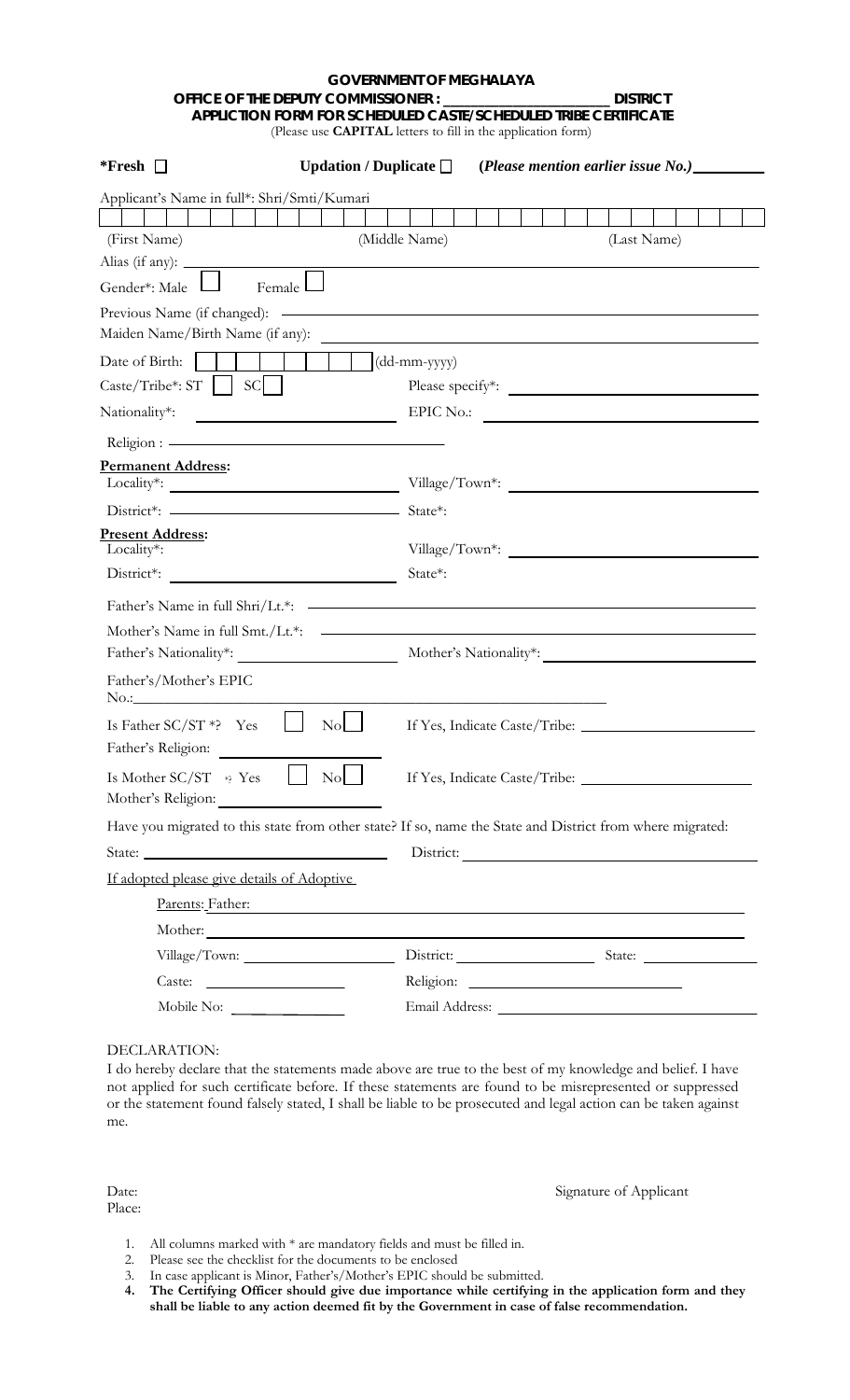**GOVERNMENT OF MEGHALAYA**
**OFFICE OF THE DEPUTY COMMISSIONER : ____________________ DISTRICT**
**APPLICTION FORM FOR SCHEDULED CASTE/SCHEDULED TRIBE CERTIFICATE**
(Please use **CAPITAL** letters to fill in the application form)

**\*Fresh** ☐ **Updation / Duplicate** ☐ **(*Please mention earlier issue No.*)** ________

Applicant's Name in full\*: Shri/Smti/Kumari

| | | |
|---|---|---|
| (First Name) | (Middle Name) | (Last Name) |

Alias (if any): ____________________

Gender\*: Male ☐ Female ☐

Previous Name (if changed): ____________________

Maiden Name/Birth Name (if any): ____________________

Date of Birth: ☐☐☐☐☐☐☐☐ (dd-mm-yyyy)

Caste/Tribe\*: ST ☐ SC ☐ Please specify\*: ____________________

Nationality\*: ____________________ EPIC No.: ____________________

Religion : ____________________

**Permanent Address:**

Locality\*: ____________________ Village/Town\*: ____________________

District\*: ____________________ State\*:

**Present Address:**

Locality\*: Village/Town\*: ____________________

District\*: ____________________ State\*:

Father's Name in full Shri/Lt.\*: ____________________

Mother's Name in full Smt./Lt.\*: ____________________

Father's Nationality\*: ____________________ Mother's Nationality\*: ____________________

Father's/Mother's EPIC No.: ____________________

Is Father SC/ST \*? Yes ☐ No ☐ If Yes, Indicate Caste/Tribe: ____________________

Father's Religion: ____________________

Is Mother SC/ST \*? Yes ☐ No ☐ If Yes, Indicate Caste/Tribe: ____________________

Mother's Religion: ____________________

Have you migrated to this state from other state? If so, name the State and District from where migrated:

State: ____________________ District: ____________________

If adopted please give details of Adoptive

Parents: Father: ____________________

Mother: ____________________

Village/Town: ____________________ District: ____________________ State: ____________________

Caste: ____________________ Religion: ____________________

Mobile No: ____________________ Email Address: ____________________

DECLARATION:

I do hereby declare that the statements made above are true to the best of my knowledge and belief. I have not applied for such certificate before. If these statements are found to be misrepresented or suppressed or the statement found falsely stated, I shall be liable to be prosecuted and legal action can be taken against me.

Date: Signature of Applicant

Place:

1. All columns marked with \* are mandatory fields and must be filled in.
2. Please see the checklist for the documents to be enclosed
3. In case applicant is Minor, Father's/Mother's EPIC should be submitted.
4. **The Certifying Officer should give due importance while certifying in the application form and they shall be liable to any action deemed fit by the Government in case of false recommendation.**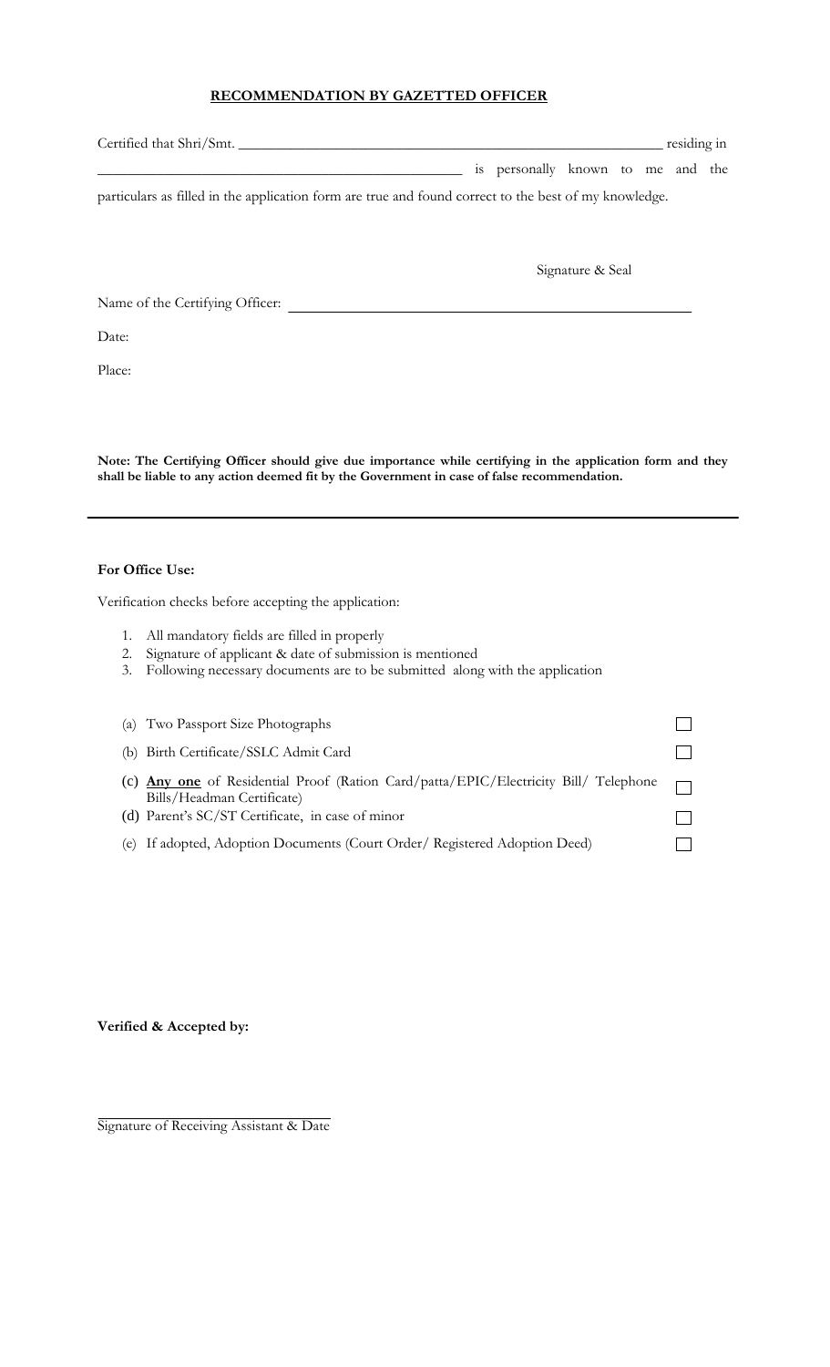## RECOMMENDATION BY GAZETTED OFFICER

Certified that Shri/Smt. ____________________________________________________________ residing in __________________________________________________ is personally known to me and the particulars as filled in the application form are true and found correct to the best of my knowledge.

Signature & Seal

Name of the Certifying Officer: ____________________________________________________________

Date:

Place:

**Note: The Certifying Officer should give due importance while certifying in the application form and they shall be liable to any action deemed fit by the Government in case of false recommendation.**

---

**For Office Use:**

Verification checks before accepting the application:

1. All mandatory fields are filled in properly
2. Signature of applicant & date of submission is mentioned
3. Following necessary documents are to be submitted along with the application

| | |
|---|---|
| (a) Two Passport Size Photographs | ☐ |
| (b) Birth Certificate/SSLC Admit Card | ☐ |
| (c) **Any one** of Residential Proof (Ration Card/patta/EPIC/Electricity Bill/ Telephone Bills/Headman Certificate) | ☐ |
| (d) Parent's SC/ST Certificate, in case of minor | ☐ |
| (e) If adopted, Adoption Documents (Court Order/ Registered Adoption Deed) | ☐ |

**Verified & Accepted by:**

______________________________

Signature of Receiving Assistant & Date